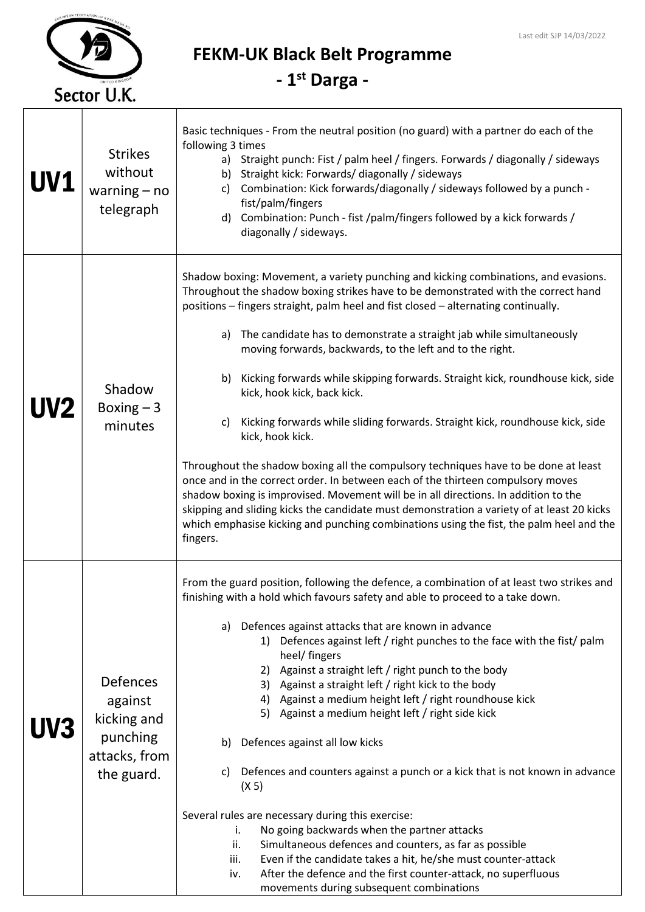# FEKM-UK Black Belt Programme

## - 1st Darga -

Last edit SJP 14/03/2022

| | | |
|---|---|---|
| **UV1** | Strikes without warning – no telegraph | Basic techniques - From the neutral position (no guard) with a partner do each of the following 3 times<br>a) Straight punch: Fist / palm heel / fingers. Forwards / diagonally / sideways<br>b) Straight kick: Forwards/ diagonally / sideways<br>c) Combination: Kick forwards/diagonally / sideways followed by a punch - fist/palm/fingers<br>d) Combination: Punch - fist /palm/fingers followed by a kick forwards / diagonally / sideways. |
| **UV2** | Shadow Boxing – 3 minutes | Shadow boxing: Movement, a variety punching and kicking combinations, and evasions. Throughout the shadow boxing strikes have to be demonstrated with the correct hand positions – fingers straight, palm heel and fist closed – alternating continually.<br><br>a) The candidate has to demonstrate a straight jab while simultaneously moving forwards, backwards, to the left and to the right.<br><br>b) Kicking forwards while skipping forwards. Straight kick, roundhouse kick, side kick, hook kick, back kick.<br><br>c) Kicking forwards while sliding forwards. Straight kick, roundhouse kick, side kick, hook kick.<br><br>Throughout the shadow boxing all the compulsory techniques have to be done at least once and in the correct order. In between each of the thirteen compulsory moves shadow boxing is improvised. Movement will be in all directions. In addition to the skipping and sliding kicks the candidate must demonstration a variety of at least 20 kicks which emphasise kicking and punching combinations using the fist, the palm heel and the fingers. |
| **UV3** | Defences against kicking and punching attacks, from the guard. | From the guard position, following the defence, a combination of at least two strikes and finishing with a hold which favours safety and able to proceed to a take down.<br><br>a) Defences against attacks that are known in advance<br>1) Defences against left / right punches to the face with the fist/ palm heel/ fingers<br>2) Against a straight left / right punch to the body<br>3) Against a straight left / right kick to the body<br>4) Against a medium height left / right roundhouse kick<br>5) Against a medium height left / right side kick<br><br>b) Defences against all low kicks<br><br>c) Defences and counters against a punch or a kick that is not known in advance (X 5)<br><br>Several rules are necessary during this exercise:<br>i. No going backwards when the partner attacks<br>ii. Simultaneous defences and counters, as far as possible<br>iii. Even if the candidate takes a hit, he/she must counter-attack<br>iv. After the defence and the first counter-attack, no superfluous movements during subsequent combinations |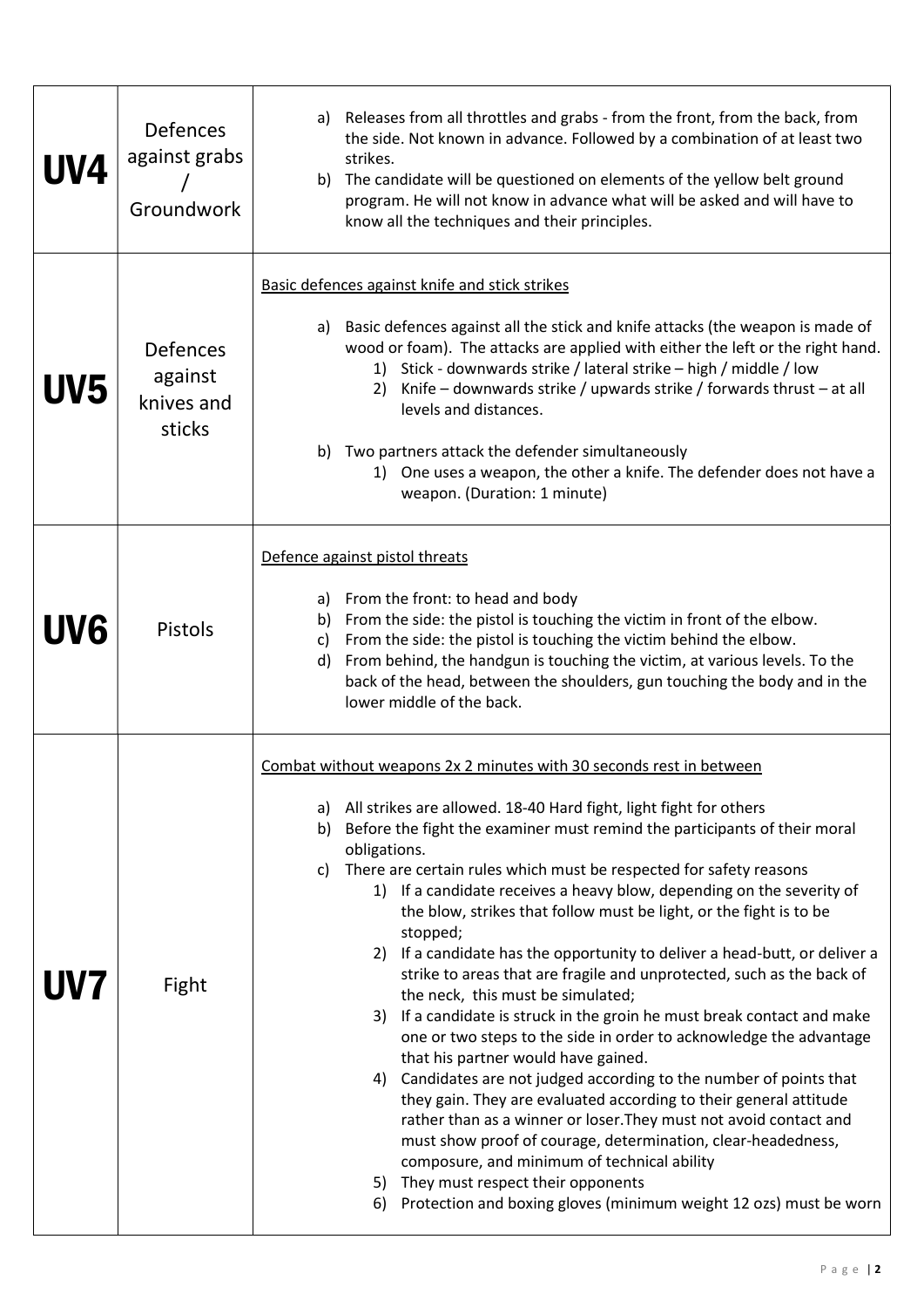| | | |
|---|---|---|
| **UV4** | Defences against grabs / Groundwork | a) Releases from all throttles and grabs - from the front, from the back, from the side. Not known in advance. Followed by a combination of at least two strikes.<br>b) The candidate will be questioned on elements of the yellow belt ground program. He will not know in advance what will be asked and will have to know all the techniques and their principles. |
| **UV5** | Defences against knives and sticks | <u>Basic defences against knife and stick strikes</u><br><br>a) Basic defences against all the stick and knife attacks (the weapon is made of wood or foam). The attacks are applied with either the left or the right hand.<br>&nbsp;&nbsp;&nbsp;&nbsp;1) Stick - downwards strike / lateral strike – high / middle / low<br>&nbsp;&nbsp;&nbsp;&nbsp;2) Knife – downwards strike / upwards strike / forwards thrust – at all levels and distances.<br><br>b) Two partners attack the defender simultaneously<br>&nbsp;&nbsp;&nbsp;&nbsp;1) One uses a weapon, the other a knife. The defender does not have a weapon. (Duration: 1 minute) |
| **UV6** | Pistols | <u>Defence against pistol threats</u><br><br>a) From the front: to head and body<br>b) From the side: the pistol is touching the victim in front of the elbow.<br>c) From the side: the pistol is touching the victim behind the elbow.<br>d) From behind, the handgun is touching the victim, at various levels. To the back of the head, between the shoulders, gun touching the body and in the lower middle of the back. |
| **UV7** | Fight | <u>Combat without weapons 2x 2 minutes with 30 seconds rest in between</u><br><br>a) All strikes are allowed. 18-40 Hard fight, light fight for others<br>b) Before the fight the examiner must remind the participants of their moral obligations.<br>c) There are certain rules which must be respected for safety reasons<br>&nbsp;&nbsp;&nbsp;&nbsp;1) If a candidate receives a heavy blow, depending on the severity of the blow, strikes that follow must be light, or the fight is to be stopped;<br>&nbsp;&nbsp;&nbsp;&nbsp;2) If a candidate has the opportunity to deliver a head-butt, or deliver a strike to areas that are fragile and unprotected, such as the back of the neck, this must be simulated;<br>&nbsp;&nbsp;&nbsp;&nbsp;3) If a candidate is struck in the groin he must break contact and make one or two steps to the side in order to acknowledge the advantage that his partner would have gained.<br>&nbsp;&nbsp;&nbsp;&nbsp;4) Candidates are not judged according to the number of points that they gain. They are evaluated according to their general attitude rather than as a winner or loser.They must not avoid contact and must show proof of courage, determination, clear-headedness, composure, and minimum of technical ability<br>&nbsp;&nbsp;&nbsp;&nbsp;5) They must respect their opponents<br>&nbsp;&nbsp;&nbsp;&nbsp;6) Protection and boxing gloves (minimum weight 12 ozs) must be worn |